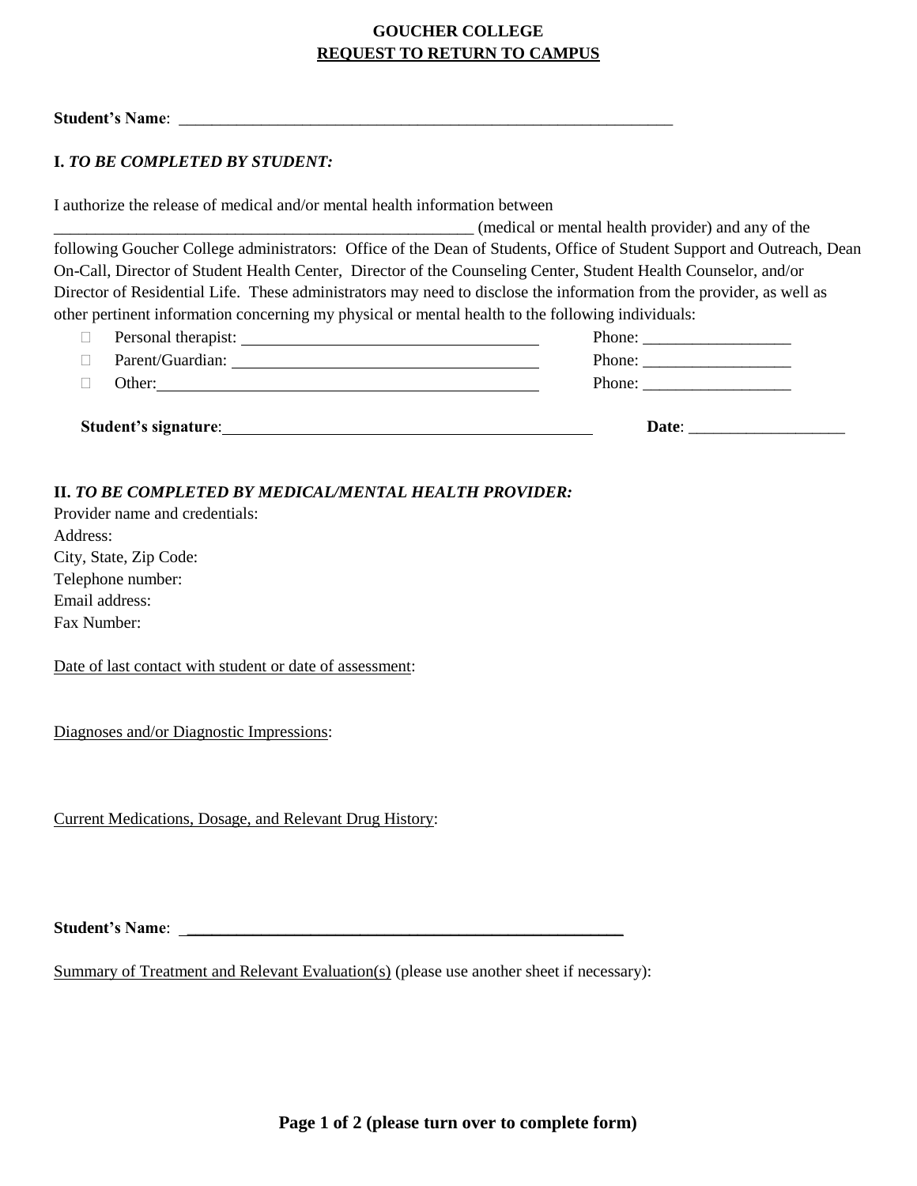# GOUCHER COLLEGE
## REQUEST TO RETURN TO CAMPUS

**Student's Name**: _______________________________________________________________

**I.** ***TO BE COMPLETED BY STUDENT:***

I authorize the release of medical and/or mental health information between _____________________________________________________ (medical or mental health provider) and any of the following Goucher College administrators: Office of the Dean of Students, Office of Student Support and Outreach, Dean On-Call, Director of Student Health Center, Director of the Counseling Center, Student Health Counselor, and/or Director of Residential Life. These administrators may need to disclose the information from the provider, as well as other pertinent information concerning my physical or mental health to the following individuals:

- ☐ Personal therapist: ____________________________________ Phone: __________________
- ☐ Parent/Guardian: ____________________________________ Phone: __________________
- ☐ Other: ____________________________________________ Phone: __________________

**Student's signature**: _______________________________________________ **Date**: ___________________

**II.** ***TO BE COMPLETED BY MEDICAL/MENTAL HEALTH PROVIDER:***

Provider name and credentials:
Address:
City, State, Zip Code:
Telephone number:
Email address:
Fax Number:

Date of last contact with student or date of assessment:

Diagnoses and/or Diagnostic Impressions:

Current Medications, Dosage, and Relevant Drug History:

**Student's Name**: _______________________________________________________

Summary of Treatment and Relevant Evaluation(s) (please use another sheet if necessary):

**Page 1 of 2 (please turn over to complete form)**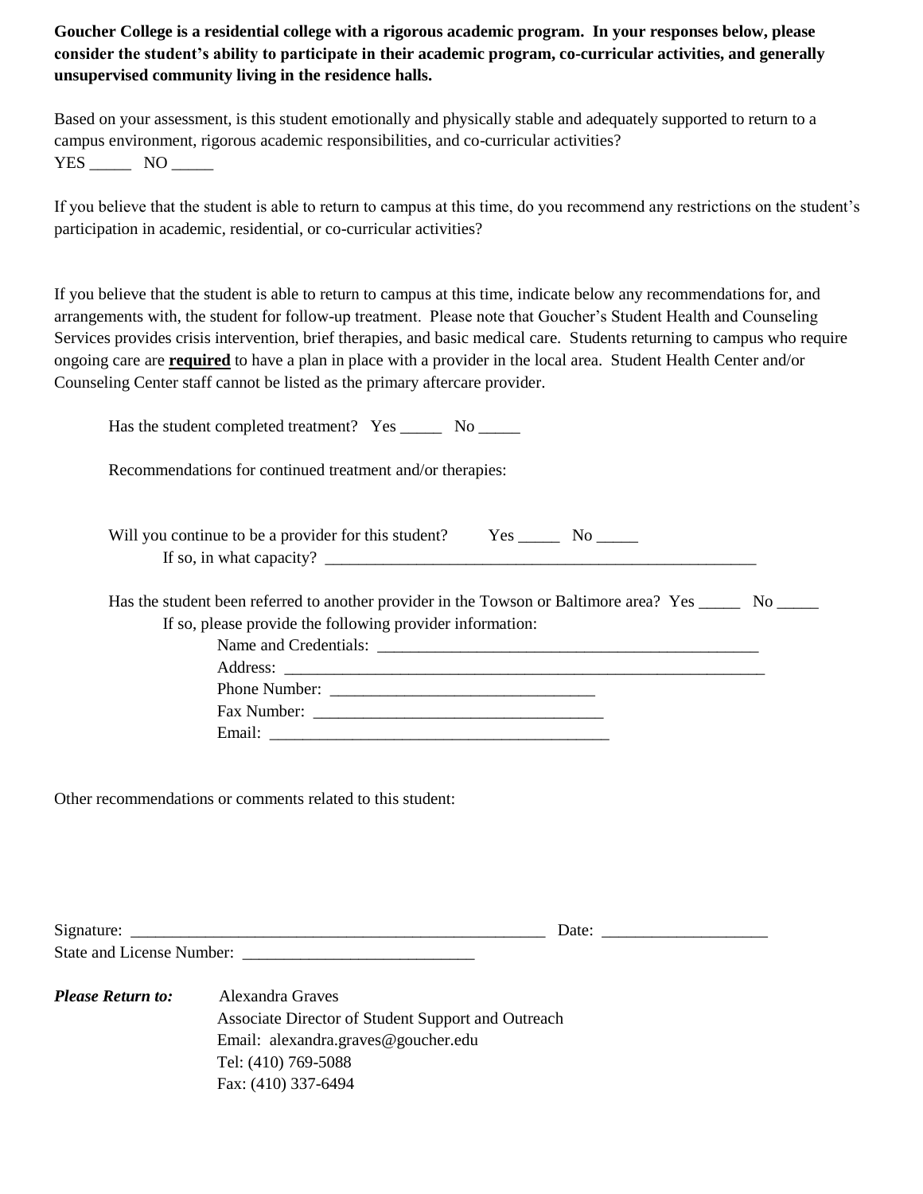**Goucher College is a residential college with a rigorous academic program. In your responses below, please consider the student's ability to participate in their academic program, co-curricular activities, and generally unsupervised community living in the residence halls.**

Based on your assessment, is this student emotionally and physically stable and adequately supported to return to a campus environment, rigorous academic responsibilities, and co-curricular activities?
YES _____ NO _____

If you believe that the student is able to return to campus at this time, do you recommend any restrictions on the student's participation in academic, residential, or co-curricular activities?

If you believe that the student is able to return to campus at this time, indicate below any recommendations for, and arrangements with, the student for follow-up treatment. Please note that Goucher's Student Health and Counseling Services provides crisis intervention, brief therapies, and basic medical care. Students returning to campus who require ongoing care are **required** to have a plan in place with a provider in the local area. Student Health Center and/or Counseling Center staff cannot be listed as the primary aftercare provider.

Has the student completed treatment? Yes _____ No _____

Recommendations for continued treatment and/or therapies:

Will you continue to be a provider for this student? Yes _____ No _____
If so, in what capacity? ____________________________________________________

Has the student been referred to another provider in the Towson or Baltimore area? Yes _____ No _____
If so, please provide the following provider information:
Name and Credentials: ____________________________________________
Address: _______________________________________________________
Phone Number: ______________________________
Fax Number: _________________________________
Email: ________________________________________

Other recommendations or comments related to this student:

Signature: _________________________________________________ Date: ___________________
State and License Number: ___________________________

***Please Return to:*** Alexandra Graves
Associate Director of Student Support and Outreach
Email: alexandra.graves@goucher.edu
Tel: (410) 769-5088
Fax: (410) 337-6494